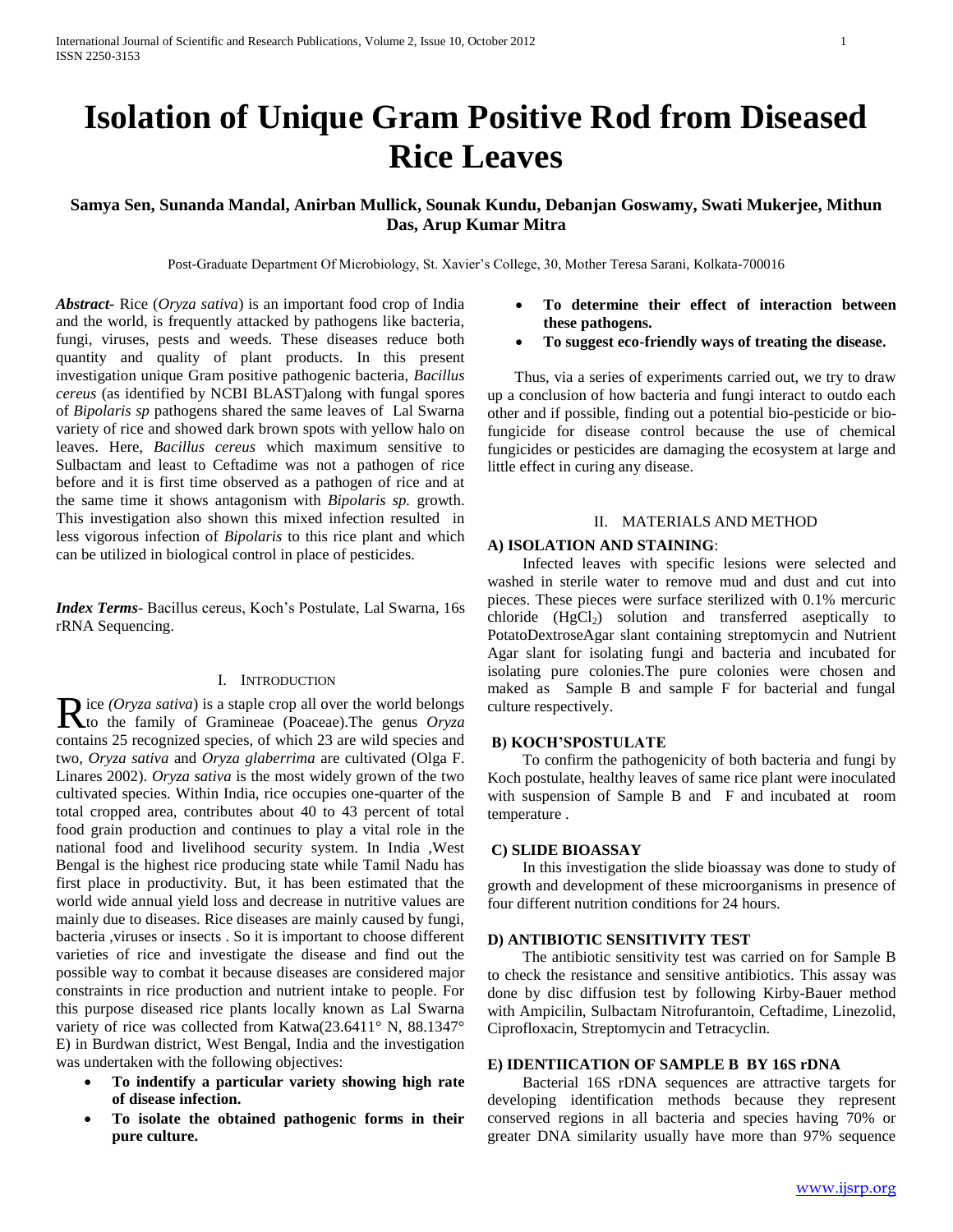# Isolation of Unique Gram Positive Rod from Diseased Rice Leaves

**Samya Sen, Sunanda Mandal, Anirban Mullick, Sounak Kundu, Debanjan Goswamy, Swati Mukerjee, Mithun Das, Arup Kumar Mitra**

Post-Graduate Department Of Microbiology, St. Xavier's College, 30, Mother Teresa Sarani, Kolkata-700016

***Abstract***- Rice (*Oryza sativa*) is an important food crop of India and the world, is frequently attacked by pathogens like bacteria, fungi, viruses, pests and weeds. These diseases reduce both quantity and quality of plant products. In this present investigation unique Gram positive pathogenic bacteria, *Bacillus cereus* (as identified by NCBI BLAST)along with fungal spores of *Bipolaris sp* pathogens shared the same leaves of Lal Swarna variety of rice and showed dark brown spots with yellow halo on leaves. Here, *Bacillus cereus* which maximum sensitive to Sulbactam and least to Ceftadime was not a pathogen of rice before and it is first time observed as a pathogen of rice and at the same time it shows antagonism with *Bipolaris sp.* growth. This investigation also shown this mixed infection resulted in less vigorous infection of *Bipolaris* to this rice plant and which can be utilized in biological control in place of pesticides.

***Index Terms***- Bacillus cereus, Koch's Postulate, Lal Swarna, 16s rRNA Sequencing.

## I. Introduction

Rice *(Oryza sativa*) is a staple crop all over the world belongs to the family of Gramineae (Poaceae).The genus *Oryza* contains 25 recognized species, of which 23 are wild species and two, *Oryza sativa* and *Oryza glaberrima* are cultivated (Olga F. Linares 2002). *Oryza sativa* is the most widely grown of the two cultivated species. Within India, rice occupies one-quarter of the total cropped area, contributes about 40 to 43 percent of total food grain production and continues to play a vital role in the national food and livelihood security system. In India ,West Bengal is the highest rice producing state while Tamil Nadu has first place in productivity. But, it has been estimated that the world wide annual yield loss and decrease in nutritive values are mainly due to diseases. Rice diseases are mainly caused by fungi, bacteria ,viruses or insects . So it is important to choose different varieties of rice and investigate the disease and find out the possible way to combat it because diseases are considered major constraints in rice production and nutrient intake to people. For this purpose diseased rice plants locally known as Lal Swarna variety of rice was collected from Katwa(23.6411° N, 88.1347° E) in Burdwan district, West Bengal, India and the investigation was undertaken with the following objectives:

- **To indentify a particular variety showing high rate of disease infection.**
- **To isolate the obtained pathogenic forms in their pure culture.**
- **To determine their effect of interaction between these pathogens.**
- **To suggest eco-friendly ways of treating the disease.**

Thus, via a series of experiments carried out, we try to draw up a conclusion of how bacteria and fungi interact to outdo each other and if possible, finding out a potential bio-pesticide or bio-fungicide for disease control because the use of chemical fungicides or pesticides are damaging the ecosystem at large and little effect in curing any disease.

## II. Materials and Method

### A) ISOLATION AND STAINING:

Infected leaves with specific lesions were selected and washed in sterile water to remove mud and dust and cut into pieces. These pieces were surface sterilized with 0.1% mercuric chloride ($HgCl_2$) solution and transferred aseptically to PotatoDextroseAgar slant containing streptomycin and Nutrient Agar slant for isolating fungi and bacteria and incubated for isolating pure colonies.The pure colonies were chosen and maked as Sample B and sample F for bacterial and fungal culture respectively.

### B) KOCH'SPOSTULATE

To confirm the pathogenicity of both bacteria and fungi by Koch postulate, healthy leaves of same rice plant were inoculated with suspension of Sample B and F and incubated at room temperature .

### C) SLIDE BIOASSAY

In this investigation the slide bioassay was done to study of growth and development of these microorganisms in presence of four different nutrition conditions for 24 hours.

### D) ANTIBIOTIC SENSITIVITY TEST

The antibiotic sensitivity test was carried on for Sample B to check the resistance and sensitive antibiotics. This assay was done by disc diffusion test by following Kirby-Bauer method with Ampicilin, Sulbactam Nitrofurantoin, Ceftadime, Linezolid, Ciprofloxacin, Streptomycin and Tetracyclin.

### E) IDENTIICATION OF SAMPLE B BY 16S rDNA

Bacterial 16S rDNA sequences are attractive targets for developing identification methods because they represent conserved regions in all bacteria and species having 70% or greater DNA similarity usually have more than 97% sequence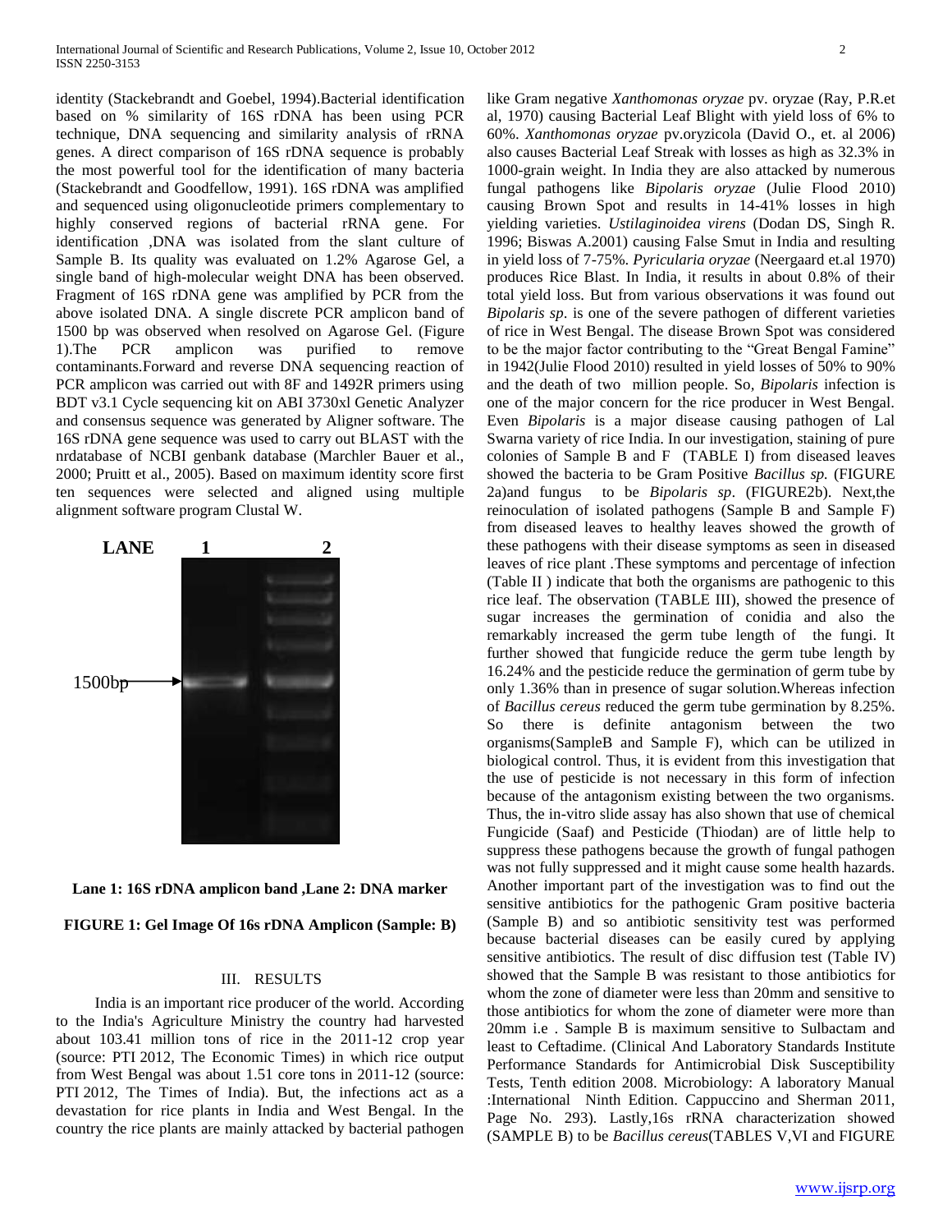identity (Stackebrandt and Goebel, 1994).Bacterial identification based on % similarity of 16S rDNA has been using PCR technique, DNA sequencing and similarity analysis of rRNA genes. A direct comparison of 16S rDNA sequence is probably the most powerful tool for the identification of many bacteria (Stackebrandt and Goodfellow, 1991). 16S rDNA was amplified and sequenced using oligonucleotide primers complementary to highly conserved regions of bacterial rRNA gene. For identification ,DNA was isolated from the slant culture of Sample B. Its quality was evaluated on 1.2% Agarose Gel, a single band of high-molecular weight DNA has been observed. Fragment of 16S rDNA gene was amplified by PCR from the above isolated DNA. A single discrete PCR amplicon band of 1500 bp was observed when resolved on Agarose Gel. (Figure 1).The PCR amplicon was purified to remove contaminants.Forward and reverse DNA sequencing reaction of PCR amplicon was carried out with 8F and 1492R primers using BDT v3.1 Cycle sequencing kit on ABI 3730xl Genetic Analyzer and consensus sequence was generated by Aligner software. The 16S rDNA gene sequence was used to carry out BLAST with the nrdatabase of NCBI genbank database (Marchler Bauer et al., 2000; Pruitt et al., 2005). Based on maximum identity score first ten sequences were selected and aligned using multiple alignment software program Clustal W.

LANE 1 2

1500bp

**Lane 1: 16S rDNA amplicon band ,Lane 2: DNA marker**

**FIGURE 1: Gel Image Of 16s rDNA Amplicon (Sample: B)**

## III. RESULTS

India is an important rice producer of the world. According to the India's Agriculture Ministry the country had harvested about 103.41 million tons of rice in the 2011-12 crop year (source: PTI 2012, The Economic Times) in which rice output from West Bengal was about 1.51 core tons in 2011-12 (source: PTI 2012, The Times of India). But, the infections act as a devastation for rice plants in India and West Bengal. In the country the rice plants are mainly attacked by bacterial pathogen like Gram negative *Xanthomonas oryzae* pv. oryzae (Ray, P.R.et al, 1970) causing Bacterial Leaf Blight with yield loss of 6% to 60%. *Xanthomonas oryzae* pv.oryzicola (David O., et. al 2006) also causes Bacterial Leaf Streak with losses as high as 32.3% in 1000-grain weight. In India they are also attacked by numerous fungal pathogens like *Bipolaris oryzae* (Julie Flood 2010) causing Brown Spot and results in 14-41% losses in high yielding varieties. *Ustilaginoidea virens* (Dodan DS, Singh R. 1996; Biswas A.2001) causing False Smut in India and resulting in yield loss of 7-75%. *Pyricularia oryzae* (Neergaard et.al 1970) produces Rice Blast. In India, it results in about 0.8% of their total yield loss. But from various observations it was found out *Bipolaris sp*. is one of the severe pathogen of different varieties of rice in West Bengal. The disease Brown Spot was considered to be the major factor contributing to the "Great Bengal Famine" in 1942(Julie Flood 2010) resulted in yield losses of 50% to 90% and the death of two million people. So, *Bipolaris* infection is one of the major concern for the rice producer in West Bengal. Even *Bipolaris* is a major disease causing pathogen of Lal Swarna variety of rice India. In our investigation, staining of pure colonies of Sample B and F (TABLE I) from diseased leaves showed the bacteria to be Gram Positive *Bacillus sp.* (FIGURE 2a)and fungus to be *Bipolaris sp*. (FIGURE2b). Next,the reinoculation of isolated pathogens (Sample B and Sample F) from diseased leaves to healthy leaves showed the growth of these pathogens with their disease symptoms as seen in diseased leaves of rice plant .These symptoms and percentage of infection (Table II ) indicate that both the organisms are pathogenic to this rice leaf. The observation (TABLE III), showed the presence of sugar increases the germination of conidia and also the remarkably increased the germ tube length of the fungi. It further showed that fungicide reduce the germ tube length by 16.24% and the pesticide reduce the germination of germ tube by only 1.36% than in presence of sugar solution.Whereas infection of *Bacillus cereus* reduced the germ tube germination by 8.25%. So there is definite antagonism between the two organisms(SampleB and Sample F), which can be utilized in biological control. Thus, it is evident from this investigation that the use of pesticide is not necessary in this form of infection because of the antagonism existing between the two organisms. Thus, the in-vitro slide assay has also shown that use of chemical Fungicide (Saaf) and Pesticide (Thiodan) are of little help to suppress these pathogens because the growth of fungal pathogen was not fully suppressed and it might cause some health hazards. Another important part of the investigation was to find out the sensitive antibiotics for the pathogenic Gram positive bacteria (Sample B) and so antibiotic sensitivity test was performed because bacterial diseases can be easily cured by applying sensitive antibiotics. The result of disc diffusion test (Table IV) showed that the Sample B was resistant to those antibiotics for whom the zone of diameter were less than 20mm and sensitive to those antibiotics for whom the zone of diameter were more than 20mm i.e . Sample B is maximum sensitive to Sulbactam and least to Ceftadime. (Clinical And Laboratory Standards Institute Performance Standards for Antimicrobial Disk Susceptibility Tests, Tenth edition 2008. Microbiology: A laboratory Manual :International Ninth Edition. Cappuccino and Sherman 2011, Page No. 293). Lastly,16s rRNA characterization showed (SAMPLE B) to be *Bacillus cereus*(TABLES V,VI and FIGURE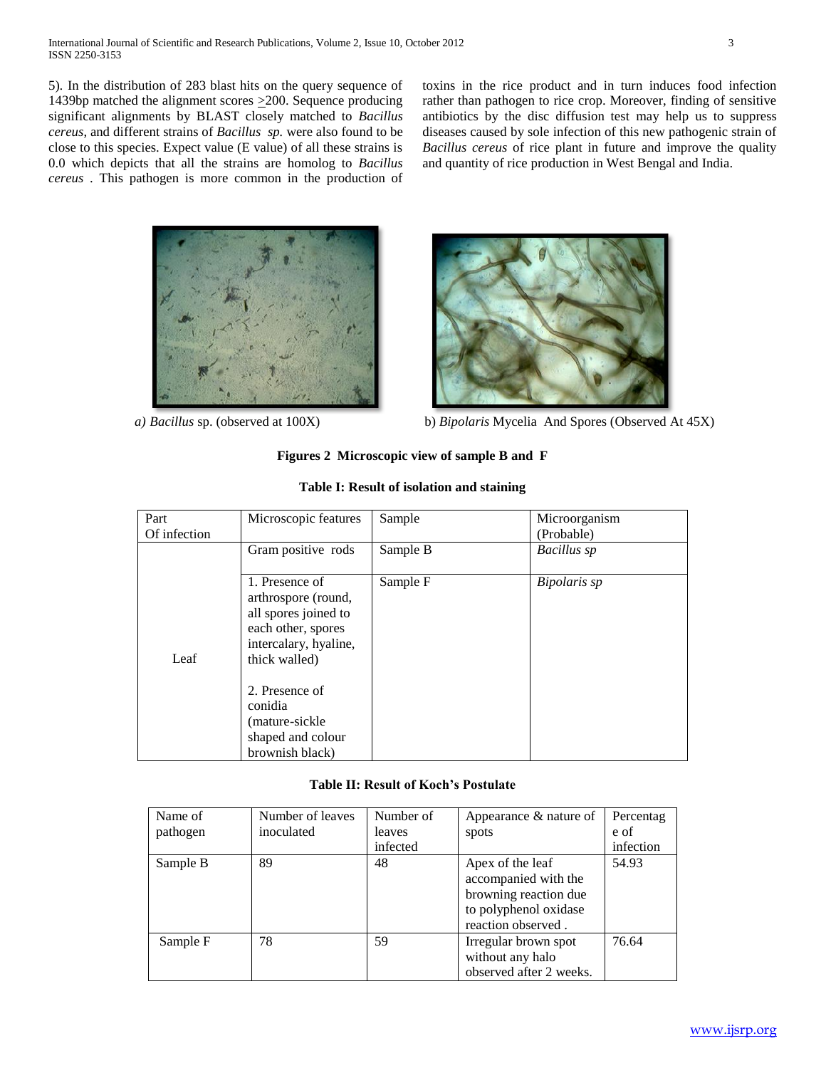5). In the distribution of 283 blast hits on the query sequence of 1439bp matched the alignment scores >200. Sequence producing significant alignments by BLAST closely matched to *Bacillus cereus*, and different strains of *Bacillus sp.* were also found to be close to this species. Expect value (E value) of all these strains is 0.0 which depicts that all the strains are homolog to *Bacillus cereus* . This pathogen is more common in the production of toxins in the rice product and in turn induces food infection rather than pathogen to rice crop. Moreover, finding of sensitive antibiotics by the disc diffusion test may help us to suppress diseases caused by sole infection of this new pathogenic strain of *Bacillus cereus* of rice plant in future and improve the quality and quantity of rice production in West Bengal and India.

*a) Bacillus* sp. (observed at 100X)

b) *Bipolaris* Mycelia And Spores (Observed At 45X)

**Figures 2 Microscopic view of sample B and F**

**Table I: Result of isolation and staining**

| Part Of infection | Microscopic features | Sample | Microorganism (Probable) |
|---|---|---|---|
| Leaf | Gram positive rods | Sample B | *Bacillus sp* |
| | 1. Presence of arthrospore (round, all spores joined to each other, spores intercalary, hyaline, thick walled)<br>2. Presence of conidia (mature-sickle shaped and colour brownish black) | Sample F | *Bipolaris sp* |

**Table II: Result of Koch's Postulate**

| Name of pathogen | Number of leaves inoculated | Number of leaves infected | Appearance & nature of spots | Percentage of infection |
|---|---|---|---|---|
| Sample B | 89 | 48 | Apex of the leaf accompanied with the browning reaction due to polyphenol oxidase reaction observed . | 54.93 |
| Sample F | 78 | 59 | Irregular brown spot without any halo observed after 2 weeks. | 76.64 |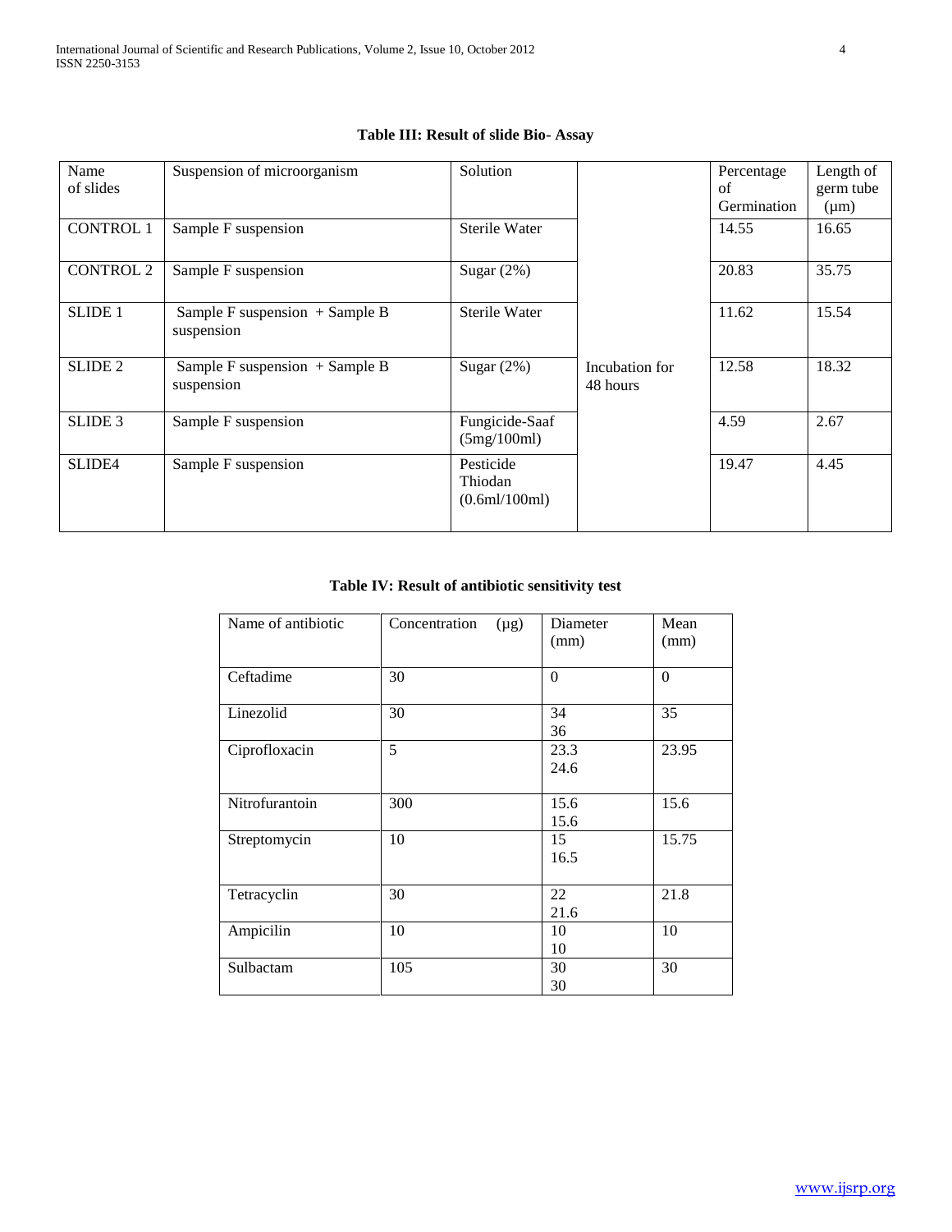**Table III: Result of slide Bio- Assay**

| Name of slides | Suspension of microorganism | Solution | | Percentage of Germination | Length of germ tube (μm) |
|---|---|---|---|---|---|
| CONTROL 1 | Sample F suspension | Sterile Water | Incubation for 48 hours | 14.55 | 16.65 |
| CONTROL 2 | Sample F suspension | Sugar (2%) | | 20.83 | 35.75 |
| SLIDE 1 | Sample F suspension + Sample B suspension | Sterile Water | | 11.62 | 15.54 |
| SLIDE 2 | Sample F suspension + Sample B suspension | Sugar (2%) | | 12.58 | 18.32 |
| SLIDE 3 | Sample F suspension | Fungicide-Saaf (5mg/100ml) | | 4.59 | 2.67 |
| SLIDE4 | Sample F suspension | Pesticide Thiodan (0.6ml/100ml) | | 19.47 | 4.45 |

**Table IV: Result of antibiotic sensitivity test**

| Name of antibiotic | Concentration (μg) | Diameter (mm) | Mean (mm) |
|---|---|---|---|
| Ceftadime | 30 | 0 | 0 |
| Linezolid | 30 | 34<br>36 | 35 |
| Ciprofloxacin | 5 | 23.3<br>24.6 | 23.95 |
| Nitrofurantoin | 300 | 15.6<br>15.6 | 15.6 |
| Streptomycin | 10 | 15<br>16.5 | 15.75 |
| Tetracyclin | 30 | 22<br>21.6 | 21.8 |
| Ampicilin | 10 | 10<br>10 | 10 |
| Sulbactam | 105 | 30<br>30 | 30 |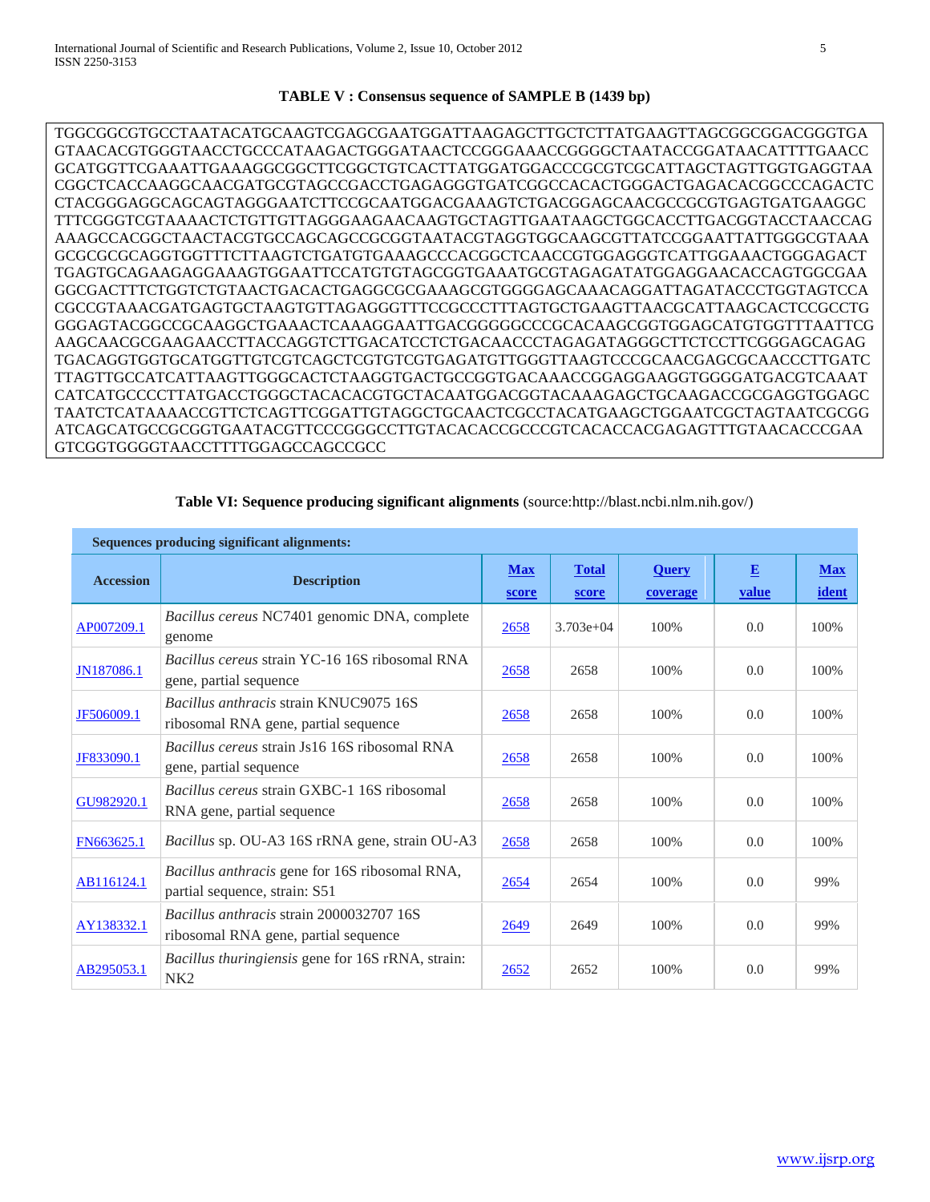**TABLE V : Consensus sequence of SAMPLE B (1439 bp)**

```
TGGCGGCGTGCCTAATACATGCAAGTCGAGCGAATGGATTAAGAGCTTGCTCTTATGAAGTTAGCGGCGGACGGGTGA
GTAACACGTGGGTAACCTGCCCATAAGACTGGGATAACTCCGGGAAACCGGGGCTAATACCGGATAACATTTTGAACC
GCATGGTTCGAAATTGAAAGGCGGCTTCGGCTGTCACTTATGGATGGACCCGCGTCGCATTAGCTAGTTGGTGAGGTAA
CGGCTCACCAAGGCAACGATGCGTAGCCGACCTGAGAGGGTGATCGGCCACACTGGGACTGAGACACGGCCCAGACTC
CTACGGGAGGCAGCAGTAGGGAATCTTCCGCAATGGACGAAAGTCTGACGGAGCAACGCCGCGTGAGTGATGAAGGC
TTTCGGGTCGTAAAACTCTGTTGTTAGGGAAGAACAAGTGCTAGTTGAATAAGCTGGCACCTTGACGGTACCTAACCAG
AAAGCCACGGCTAACTACGTGCCAGCAGCCGCGGTAATACGTAGGTGGCAAGCGTTATCCGGAATTATTGGGCGTAAA
GCGCGCGCAGGTGGTTTCTTAAGTCTGATGTGAAAGCCCACGGCTCAACCGTGGAGGGTCATTGGAAACTGGGAGACT
TGAGTGCAGAAGAGGAAAGTGGAATTCCATGTGTAGCGGTGAAATGCGTAGAGATATGGAGGAACACCAGTGGCGAA
GGCGACTTTCTGGTCTGTAACTGACACTGAGGCGCGAAAGCGTGGGGAGCAAACAGGATTAGATACCCTGGTAGTCCA
CGCCGTAAACGATGAGTGCTAAGTGTTAGAGGGTTTCCGCCCTTTAGTGCTGAAGTTAACGCATTAAGCACTCCGCCTG
GGGAGTACGGCCGCAAGGCTGAAACTCAAAGGAATTGACGGGGGCCCGCACAAGCGGTGGAGCATGTGGTTTAATTCG
AAGCAACGCGAAGAACCTTACCAGGTCTTGACATCCTCTGACAACCCTAGAGATAGGGCTTCTCCTTCGGGAGCAGAG
TGACAGGTGGTGCATGGTTGTCGTCAGCTCGTGTCGTGAGATGTTGGGTTAAGTCCCGCAACGAGCGCAACCCTTGATC
TTAGTTGCCATCATTAAGTTGGGCACTCTAAGGTGACTGCCGGTGACAAACCGGAGGAAGGTGGGGATGACGTCAAAT
CATCATGCCCCTTATGACCTGGGCTACACACGTGCTACAATGGACGGTACAAAGAGCTGCAAGACCGCGAGGTGGAGC
TAATCTCATAAAACCGTTCTCAGTTCGGATTGTAGGCTGCAACTCGCCTACATGAAGCTGGAATCGCTAGTAATCGCGG
ATCAGCATGCCGCGGTGAATACGTTCCCGGGCCTTGTACACACCGCCCGTCACACCACGAGAGTTTGTAACACCCGAA
GTCGGTGGGGTAACCTTTTGGAGCCAGCCGCC
```

**Table VI: Sequence producing significant alignments** (source:http://blast.ncbi.nlm.nih.gov/)

| Sequences producing significant alignments: | | | | | | |
|---|---|---|---|---|---|---|
| **Accession** | **Description** | **Max score** | **Total score** | **Query coverage** | **E value** | **Max ident** |
| AP007209.1 | *Bacillus cereus* NC7401 genomic DNA, complete genome | 2658 | 3.703e+04 | 100% | 0.0 | 100% |
| JN187086.1 | *Bacillus cereus* strain YC-16 16S ribosomal RNA gene, partial sequence | 2658 | 2658 | 100% | 0.0 | 100% |
| JF506009.1 | *Bacillus anthracis* strain KNUC9075 16S ribosomal RNA gene, partial sequence | 2658 | 2658 | 100% | 0.0 | 100% |
| JF833090.1 | *Bacillus cereus* strain Js16 16S ribosomal RNA gene, partial sequence | 2658 | 2658 | 100% | 0.0 | 100% |
| GU982920.1 | *Bacillus cereus* strain GXBC-1 16S ribosomal RNA gene, partial sequence | 2658 | 2658 | 100% | 0.0 | 100% |
| FN663625.1 | *Bacillus* sp. OU-A3 16S rRNA gene, strain OU-A3 | 2658 | 2658 | 100% | 0.0 | 100% |
| AB116124.1 | *Bacillus anthracis* gene for 16S ribosomal RNA, partial sequence, strain: S51 | 2654 | 2654 | 100% | 0.0 | 99% |
| AY138332.1 | *Bacillus anthracis* strain 2000032707 16S ribosomal RNA gene, partial sequence | 2649 | 2649 | 100% | 0.0 | 99% |
| AB295053.1 | *Bacillus thuringiensis* gene for 16S rRNA, strain: NK2 | 2652 | 2652 | 100% | 0.0 | 99% |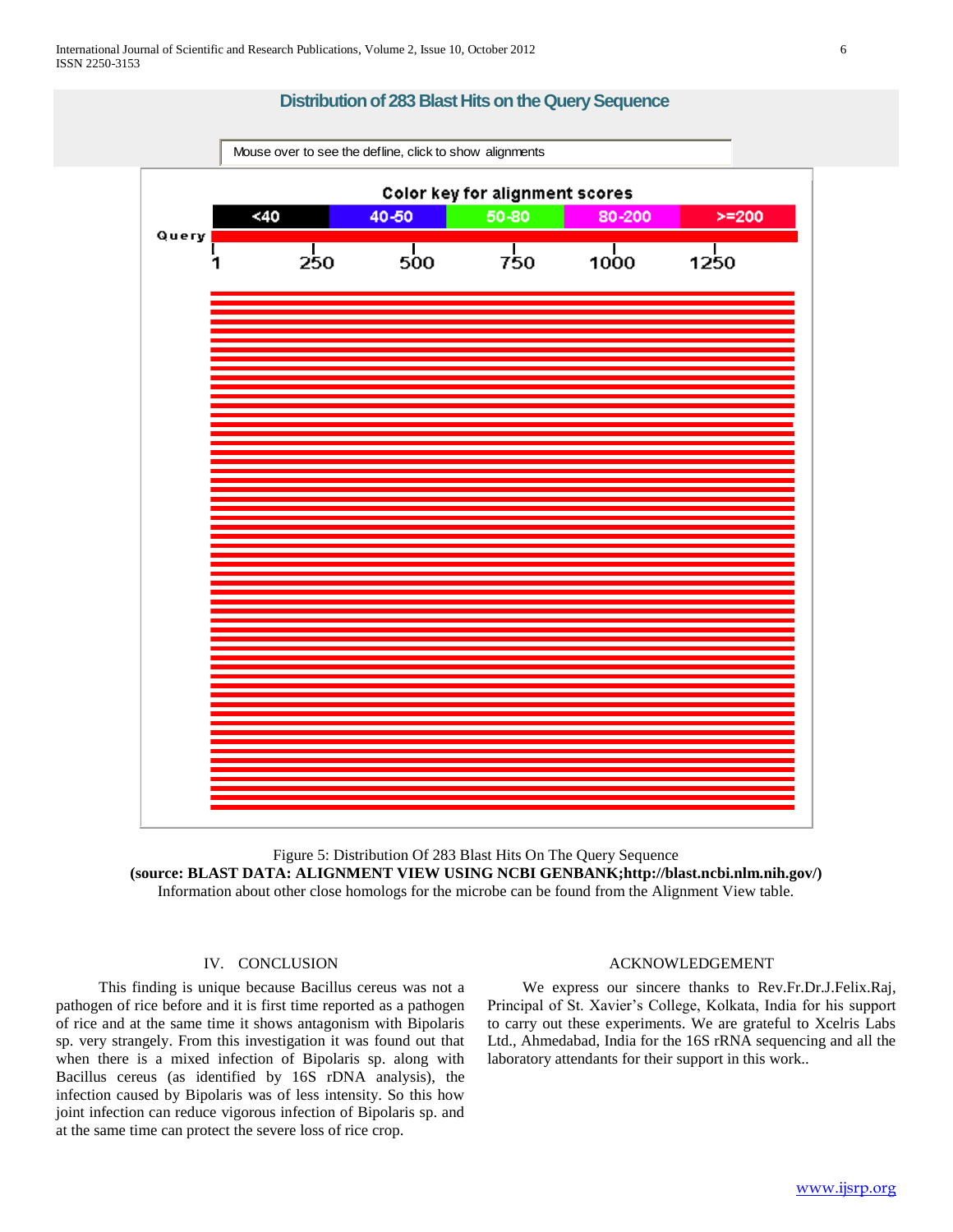Figure 5: Distribution Of 283 Blast Hits On The Query Sequence
**(source: BLAST DATA: ALIGNMENT VIEW USING NCBI GENBANK;http://blast.ncbi.nlm.nih.gov/)**
Information about other close homologs for the microbe can be found from the Alignment View table.

## IV. CONCLUSION

This finding is unique because Bacillus cereus was not a pathogen of rice before and it is first time reported as a pathogen of rice and at the same time it shows antagonism with Bipolaris sp. very strangely. From this investigation it was found out that when there is a mixed infection of Bipolaris sp. along with Bacillus cereus (as identified by 16S rDNA analysis), the infection caused by Bipolaris was of less intensity. So this how joint infection can reduce vigorous infection of Bipolaris sp. and at the same time can protect the severe loss of rice crop.

## ACKNOWLEDGEMENT

We express our sincere thanks to Rev.Fr.Dr.J.Felix.Raj, Principal of St. Xavier's College, Kolkata, India for his support to carry out these experiments. We are grateful to Xcelris Labs Ltd., Ahmedabad, India for the 16S rRNA sequencing and all the laboratory attendants for their support in this work..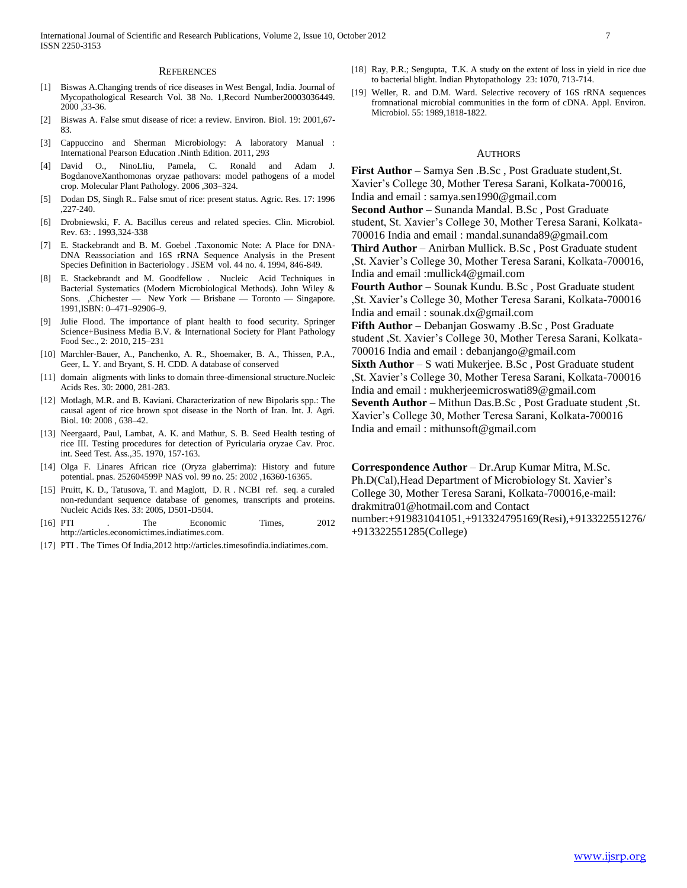## REFERENCES

[1] Biswas A.Changing trends of rice diseases in West Bengal, India. Journal of Mycopathological Research Vol. 38 No. 1,Record Number20003036449. 2000 ,33-36.

[2] Biswas A. False smut disease of rice: a review. Environ. Biol. 19: 2001,67-83.

[3] Cappuccino and Sherman Microbiology: A laboratory Manual : International Pearson Education .Ninth Edition. 2011, 293

[4] David O., NinoLIiu, Pamela, C. Ronald and Adam J. BogdanoveXanthomonas oryzae pathovars: model pathogens of a model crop. Molecular Plant Pathology. 2006 ,303–324.

[5] Dodan DS, Singh R.. False smut of rice: present status. Agric. Res. 17: 1996 ,227-240.

[6] Drobniewski, F. A. Bacillus cereus and related species. Clin. Microbiol. Rev. 63: . 1993,324-338

[7] E. Stackebrandt and B. M. Goebel .Taxonomic Note: A Place for DNA-DNA Reassociation and 16S rRNA Sequence Analysis in the Present Species Definition in Bacteriology . JSEM vol. 44 no. 4. 1994, 846-849.

[8] E. Stackebrandt and M. Goodfellow . Nucleic Acid Techniques in Bacterial Systematics (Modern Microbiological Methods). John Wiley & Sons. ,Chichester — New York — Brisbane — Toronto — Singapore. 1991,ISBN: 0–471–92906–9.

[9] Julie Flood. The importance of plant health to food security. Springer Science+Business Media B.V. & International Society for Plant Pathology Food Sec., 2: 2010, 215–231

[10] Marchler-Bauer, A., Panchenko, A. R., Shoemaker, B. A., Thissen, P.A., Geer, L. Y. and Bryant, S. H. CDD. A database of conserved

[11] domain aligments with links to domain three-dimensional structure.Nucleic Acids Res. 30: 2000, 281-283.

[12] Motlagh, M.R. and B. Kaviani. Characterization of new Bipolaris spp.: The causal agent of rice brown spot disease in the North of Iran. Int. J. Agri. Biol. 10: 2008 , 638–42.

[13] Neergaard, Paul, Lambat, A. K. and Mathur, S. B. Seed Health testing of rice III. Testing procedures for detection of Pyricularia oryzae Cav. Proc. int. Seed Test. Ass.,35. 1970, 157-163.

[14] Olga F. Linares African rice (Oryza glaberrima): History and future potential. pnas. 252604599P NAS vol. 99 no. 25: 2002 ,16360-16365.

[15] Pruitt, K. D., Tatusova, T. and Maglott, D. R . NCBI ref. seq. a curaled non-redundant sequence database of genomes, transcripts and proteins. Nucleic Acids Res. 33: 2005, D501-D504.

[16] PTI . The Economic Times, 2012 http://articles.economictimes.indiatimes.com.

[17] PTI . The Times Of India,2012 http://articles.timesofindia.indiatimes.com.

[18] Ray, P.R.; Sengupta, T.K. A study on the extent of loss in yield in rice due to bacterial blight. Indian Phytopathology 23: 1070, 713-714.

[19] Weller, R. and D.M. Ward. Selective recovery of 16S rRNA sequences fromnational microbial communities in the form of cDNA. Appl. Environ. Microbiol. 55: 1989,1818-1822.

## AUTHORS

**First Author** – Samya Sen .B.Sc , Post Graduate student,St. Xavier's College 30, Mother Teresa Sarani, Kolkata-700016, India and email : samya.sen1990@gmail.com

**Second Author** – Sunanda Mandal. B.Sc , Post Graduate student, St. Xavier's College 30, Mother Teresa Sarani, Kolkata-700016 India and email : mandal.sunanda89@gmail.com

**Third Author** – Anirban Mullick. B.Sc , Post Graduate student ,St. Xavier's College 30, Mother Teresa Sarani, Kolkata-700016, India and email :mullick4@gmail.com

**Fourth Author** – Sounak Kundu. B.Sc , Post Graduate student ,St. Xavier's College 30, Mother Teresa Sarani, Kolkata-700016 India and email : sounak.dx@gmail.com

**Fifth Author** – Debanjan Goswamy .B.Sc , Post Graduate student ,St. Xavier's College 30, Mother Teresa Sarani, Kolkata-700016 India and email : debanjango@gmail.com

**Sixth Author** – S wati Mukerjee. B.Sc , Post Graduate student ,St. Xavier's College 30, Mother Teresa Sarani, Kolkata-700016 India and email : mukherjeemicroswati89@gmail.com

**Seventh Author** – Mithun Das.B.Sc , Post Graduate student ,St. Xavier's College 30, Mother Teresa Sarani, Kolkata-700016 India and email : mithunsoft@gmail.com

**Correspondence Author** – Dr.Arup Kumar Mitra, M.Sc. Ph.D(Cal),Head Department of Microbiology St. Xavier's College 30, Mother Teresa Sarani, Kolkata-700016,e-mail: drakmitra01@hotmail.com and Contact number:+919831041051,+913324795169(Resi),+913322551276/+913322551285(College)